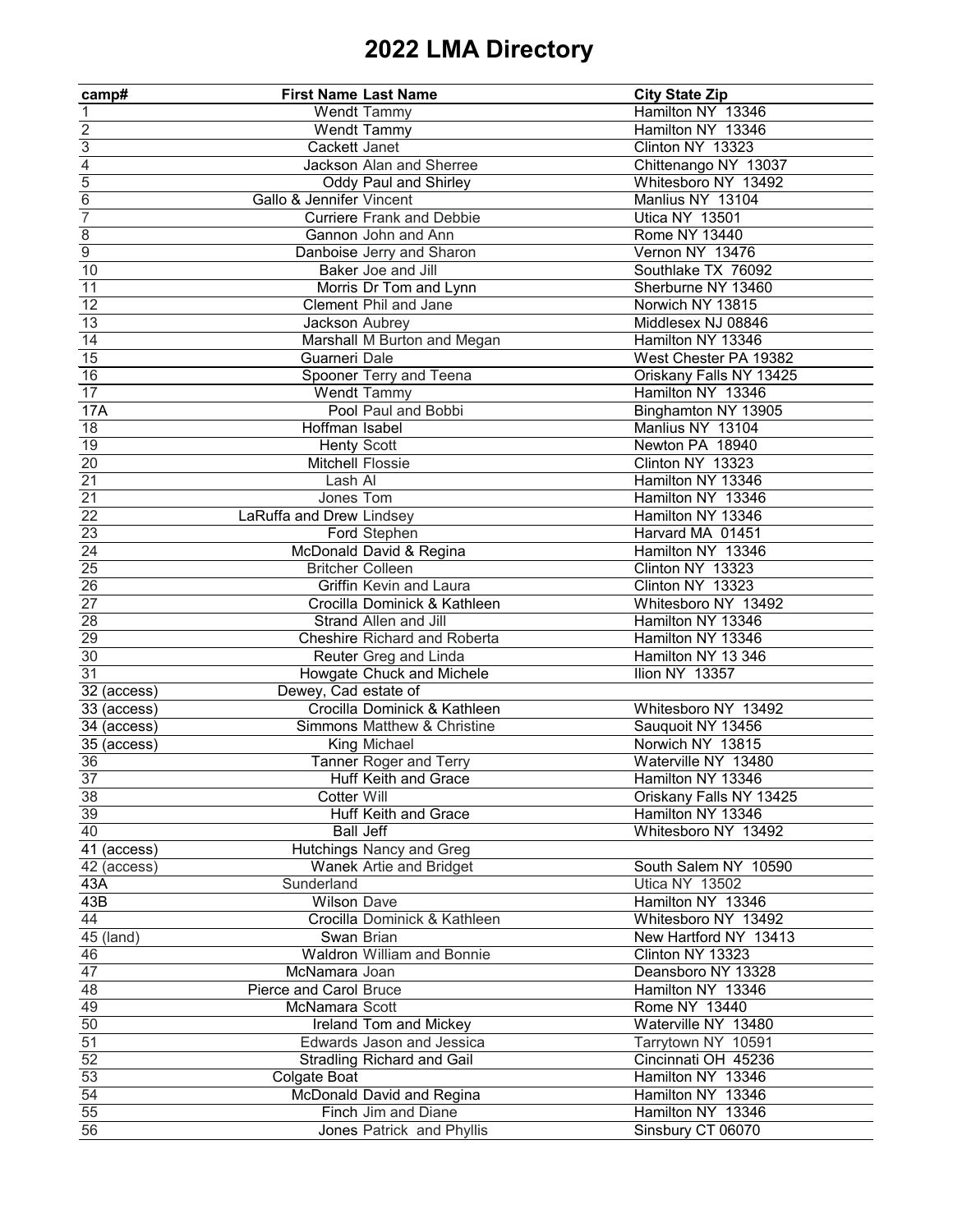# 2022 LMA Directory

| camp# | First Name | Last Name | City State Zip |
|---|---|---|---|
| 1 | Wendt | Tammy | Hamilton NY 13346 |
| 2 | Wendt | Tammy | Hamilton NY 13346 |
| 3 | Cackett | Janet | Clinton NY 13323 |
| 4 | Jackson | Alan and Sherree | Chittenango NY 13037 |
| 5 | Oddy | Paul and Shirley | Whitesboro NY 13492 |
| 6 | Gallo & Jennifer | Vincent | Manlius NY 13104 |
| 7 | Curriere | Frank and Debbie | Utica NY 13501 |
| 8 | Gannon | John and Ann | Rome NY 13440 |
| 9 | Danboise | Jerry and Sharon | Vernon NY 13476 |
| 10 | Baker | Joe and Jill | Southlake TX 76092 |
| 11 | Morris | Dr Tom and Lynn | Sherburne NY 13460 |
| 12 | Clement | Phil and Jane | Norwich NY 13815 |
| 13 | Jackson | Aubrey | Middlesex NJ 08846 |
| 14 | Marshall | M Burton and Megan | Hamilton NY 13346 |
| 15 | Guarneri | Dale | West Chester PA 19382 |
| 16 | Spooner | Terry and Teena | Oriskany Falls NY 13425 |
| 17 | Wendt | Tammy | Hamilton NY 13346 |
| 17A | Pool | Paul and Bobbi | Binghamton NY 13905 |
| 18 | Hoffman | Isabel | Manlius NY 13104 |
| 19 | Henty | Scott | Newton PA 18940 |
| 20 | Mitchell | Flossie | Clinton NY 13323 |
| 21 | Lash | Al | Hamilton NY 13346 |
| 21 | Jones | Tom | Hamilton NY 13346 |
| 22 | LaRuffa and Drew | Lindsey | Hamilton NY 13346 |
| 23 | Ford | Stephen | Harvard MA 01451 |
| 24 | McDonald | David & Regina | Hamilton NY 13346 |
| 25 | Britcher | Colleen | Clinton NY 13323 |
| 26 | Griffin | Kevin and Laura | Clinton NY 13323 |
| 27 | Crocilla | Dominick & Kathleen | Whitesboro NY 13492 |
| 28 | Strand | Allen and Jill | Hamilton NY 13346 |
| 29 | Cheshire | Richard and Roberta | Hamilton NY 13346 |
| 30 | Reuter | Greg and Linda | Hamilton NY 13 346 |
| 31 | Howgate | Chuck and Michele | Ilion NY 13357 |
| 32 (access) | Dewey, Cad | estate of | |
| 33 (access) | Crocilla | Dominick & Kathleen | Whitesboro NY 13492 |
| 34 (access) | Simmons | Matthew & Christine | Sauquoit NY 13456 |
| 35 (access) | King | Michael | Norwich NY 13815 |
| 36 | Tanner | Roger and Terry | Waterville NY 13480 |
| 37 | Huff | Keith and Grace | Hamilton NY 13346 |
| 38 | Cotter | Will | Oriskany Falls NY 13425 |
| 39 | Huff | Keith and Grace | Hamilton NY 13346 |
| 40 | Ball | Jeff | Whitesboro NY 13492 |
| 41 (access) | Hutchings | Nancy and Greg | |
| 42 (access) | Wanek | Artie and Bridget | South Salem NY 10590 |
| 43A | Sunderland | | Utica NY 13502 |
| 43B | Wilson | Dave | Hamilton NY 13346 |
| 44 | Crocilla | Dominick & Kathleen | Whitesboro NY 13492 |
| 45 (land) | Swan | Brian | New Hartford NY 13413 |
| 46 | Waldron | William and Bonnie | Clinton NY 13323 |
| 47 | McNamara | Joan | Deansboro NY 13328 |
| 48 | Pierce and Carol | Bruce | Hamilton NY 13346 |
| 49 | McNamara | Scott | Rome NY 13440 |
| 50 | Ireland | Tom and Mickey | Waterville NY 13480 |
| 51 | Edwards | Jason and Jessica | Tarrytown NY 10591 |
| 52 | Stradling | Richard and Gail | Cincinnati OH 45236 |
| 53 | Colgate Boat | | Hamilton NY 13346 |
| 54 | McDonald | David and Regina | Hamilton NY 13346 |
| 55 | Finch | Jim and Diane | Hamilton NY 13346 |
| 56 | Jones | Patrick and Phyllis | Sinsbury CT 06070 |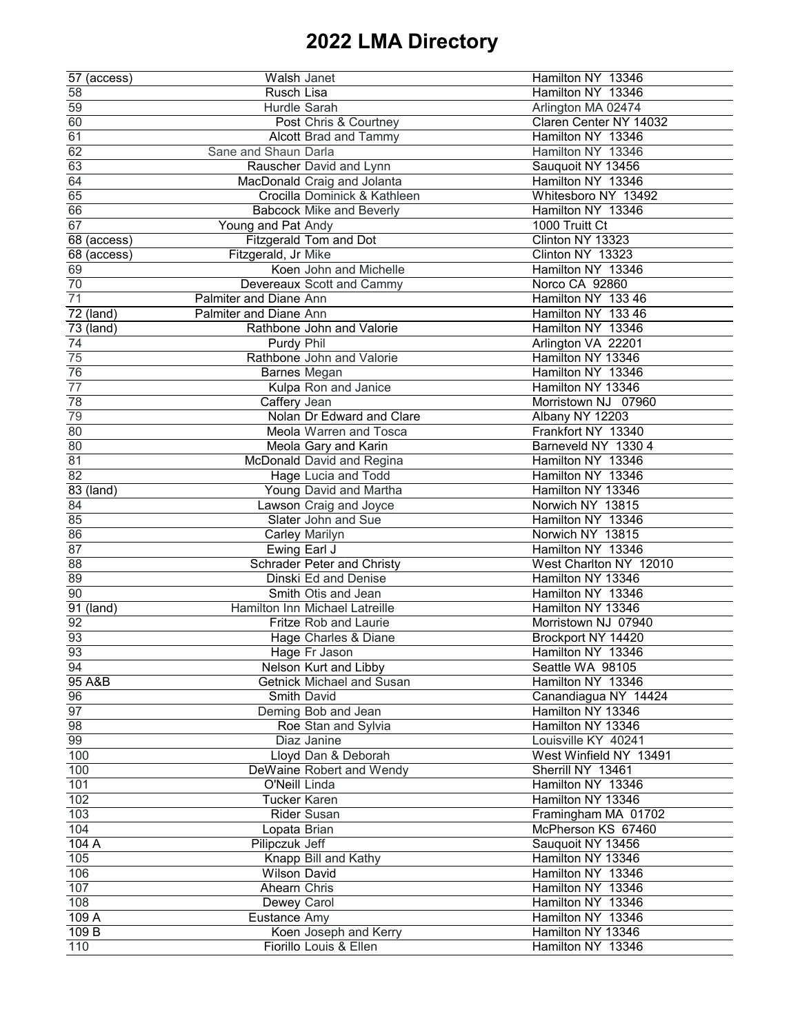# 2022 LMA Directory

| | | | |
|---|---|---|---|
| 57 (access) | Walsh | Janet | Hamilton NY 13346 |
| 58 | Rusch | Lisa | Hamilton NY 13346 |
| 59 | Hurdle | Sarah | Arlington MA 02474 |
| 60 | Post | Chris & Courtney | Claren Center NY 14032 |
| 61 | Alcott | Brad and Tammy | Hamilton NY 13346 |
| 62 | Sane and Shaun | Darla | Hamilton NY 13346 |
| 63 | Rauscher | David and Lynn | Sauquoit NY 13456 |
| 64 | MacDonald | Craig and Jolanta | Hamilton NY 13346 |
| 65 | Crocilla | Dominick & Kathleen | Whitesboro NY 13492 |
| 66 | Babcock | Mike and Beverly | Hamilton NY 13346 |
| 67 | Young and Pat | Andy | 1000 Truitt Ct |
| 68 (access) | Fitzgerald | Tom and Dot | Clinton NY 13323 |
| 68 (access) | Fitzgerald, Jr | Mike | Clinton NY 13323 |
| 69 | Koen | John and Michelle | Hamilton NY 13346 |
| 70 | Devereaux | Scott and Cammy | Norco CA 92860 |
| 71 | Palmiter and Diane | Ann | Hamilton NY 133 46 |
| 72 (land) | Palmiter and Diane | Ann | Hamilton NY 133 46 |
| 73 (land) | Rathbone | John and Valorie | Hamilton NY 13346 |
| 74 | Purdy | Phil | Arlington VA 22201 |
| 75 | Rathbone | John and Valorie | Hamilton NY 13346 |
| 76 | Barnes | Megan | Hamilton NY 13346 |
| 77 | Kulpa | Ron and Janice | Hamilton NY 13346 |
| 78 | Caffery | Jean | Morristown NJ 07960 |
| 79 | Nolan | Dr Edward and Clare | Albany NY 12203 |
| 80 | Meola | Warren and Tosca | Frankfort NY 13340 |
| 80 | Meola | Gary and Karin | Barneveld NY 1330 4 |
| 81 | McDonald | David and Regina | Hamilton NY 13346 |
| 82 | Hage | Lucia and Todd | Hamilton NY 13346 |
| 83 (land) | Young | David and Martha | Hamilton NY 13346 |
| 84 | Lawson | Craig and Joyce | Norwich NY 13815 |
| 85 | Slater | John and Sue | Hamilton NY 13346 |
| 86 | Carley | Marilyn | Norwich NY 13815 |
| 87 | Ewing | Earl J | Hamilton NY 13346 |
| 88 | Schrader | Peter and Christy | West Charlton NY 12010 |
| 89 | Dinski | Ed and Denise | Hamilton NY 13346 |
| 90 | Smith | Otis and Jean | Hamilton NY 13346 |
| 91 (land) | Hamilton Inn | Michael Latreille | Hamilton NY 13346 |
| 92 | Fritze | Rob and Laurie | Morristown NJ 07940 |
| 93 | Hage | Charles & Diane | Brockport NY 14420 |
| 93 | Hage | Fr Jason | Hamilton NY 13346 |
| 94 | Nelson | Kurt and Libby | Seattle WA 98105 |
| 95 A&B | Getnick | Michael and Susan | Hamilton NY 13346 |
| 96 | Smith | David | Canandiagua NY 14424 |
| 97 | Deming | Bob and Jean | Hamilton NY 13346 |
| 98 | Roe | Stan and Sylvia | Hamilton NY 13346 |
| 99 | Diaz | Janine | Louisville KY 40241 |
| 100 | Lloyd | Dan & Deborah | West Winfield NY 13491 |
| 100 | DeWaine | Robert and Wendy | Sherrill NY 13461 |
| 101 | O'Neill | Linda | Hamilton NY 13346 |
| 102 | Tucker | Karen | Hamilton NY 13346 |
| 103 | Rider | Susan | Framingham MA 01702 |
| 104 | Lopata | Brian | McPherson KS 67460 |
| 104 A | Pilipczuk | Jeff | Sauquoit NY 13456 |
| 105 | Knapp | Bill and Kathy | Hamilton NY 13346 |
| 106 | Wilson | David | Hamilton NY 13346 |
| 107 | Ahearn | Chris | Hamilton NY 13346 |
| 108 | Dewey | Carol | Hamilton NY 13346 |
| 109 A | Eustance | Amy | Hamilton NY 13346 |
| 109 B | Koen | Joseph and Kerry | Hamilton NY 13346 |
| 110 | Fiorillo | Louis & Ellen | Hamilton NY 13346 |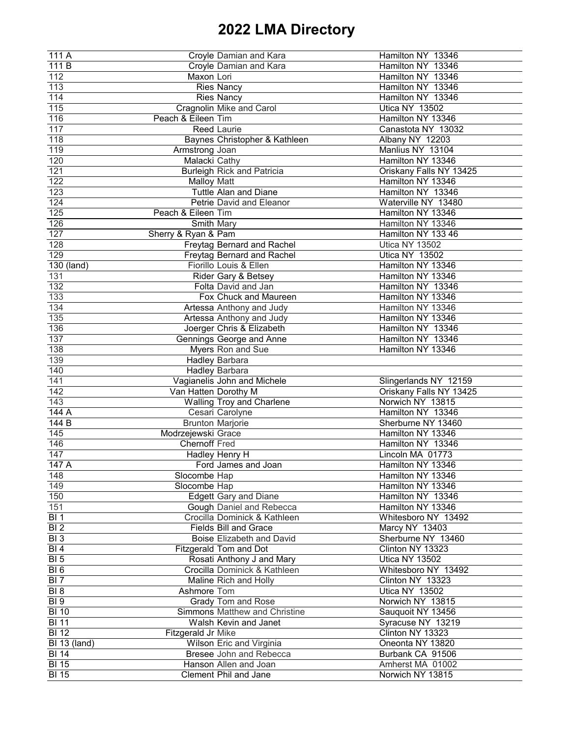# 2022 LMA Directory

| | | | |
|---|---|---|---|
| 111 A | Croyle | Damian and Kara | Hamilton NY 13346 |
| 111 B | Croyle | Damian and Kara | Hamilton NY 13346 |
| 112 | Maxon | Lori | Hamilton NY 13346 |
| 113 | Ries | Nancy | Hamilton NY 13346 |
| 114 | Ries | Nancy | Hamilton NY 13346 |
| 115 | Cragnolin | Mike and Carol | Utica NY 13502 |
| 116 | Peach & Eileen | Tim | Hamilton NY 13346 |
| 117 | Reed | Laurie | Canastota NY 13032 |
| 118 | Baynes | Christopher & Kathleen | Albany NY 12203 |
| 119 | Armstrong | Joan | Manlius NY 13104 |
| 120 | Malacki | Cathy | Hamilton NY 13346 |
| 121 | Burleigh | Rick and Patricia | Oriskany Falls NY 13425 |
| 122 | Malloy | Matt | Hamilton NY 13346 |
| 123 | Tuttle | Alan and Diane | Hamilton NY 13346 |
| 124 | Petrie | David and Eleanor | Waterville NY 13480 |
| 125 | Peach & Eileen | Tim | Hamilton NY 13346 |
| 126 | Smith | Mary | Hamilton NY 13346 |
| 127 | Sherry & Ryan & | Pam | Hamilton NY 133 46 |
| 128 | Freytag | Bernard and Rachel | Utica NY 13502 |
| 129 | Freytag | Bernard and Rachel | Utica NY 13502 |
| 130 (land) | Fiorillo | Louis & Ellen | Hamilton NY 13346 |
| 131 | Rider | Gary & Betsey | Hamilton NY 13346 |
| 132 | Folta | David and Jan | Hamilton NY 13346 |
| 133 | Fox | Chuck and Maureen | Hamilton NY 13346 |
| 134 | Artessa | Anthony and Judy | Hamilton NY 13346 |
| 135 | Artessa | Anthony and Judy | Hamilton NY 13346 |
| 136 | Joerger | Chris & Elizabeth | Hamilton NY 13346 |
| 137 | Gennings | George and Anne | Hamilton NY 13346 |
| 138 | Myers | Ron and Sue | Hamilton NY 13346 |
| 139 | Hadley | Barbara | |
| 140 | Hadley | Barbara | |
| 141 | Vagianelis | John and Michele | Slingerlands NY 12159 |
| 142 | Van Hatten | Dorothy M | Oriskany Falls NY 13425 |
| 143 | Walling | Troy and Charlene | Norwich NY 13815 |
| 144 A | Cesari | Carolyne | Hamilton NY 13346 |
| 144 B | Brunton | Marjorie | Sherburne NY 13460 |
| 145 | Modrzejewski | Grace | Hamilton NY 13346 |
| 146 | Chernoff | Fred | Hamilton NY 13346 |
| 147 | Hadley | Henry H | Lincoln MA 01773 |
| 147 A | Ford | James and Joan | Hamilton NY 13346 |
| 148 | Slocombe | Hap | Hamilton NY 13346 |
| 149 | Slocombe | Hap | Hamilton NY 13346 |
| 150 | Edgett | Gary and Diane | Hamilton NY 13346 |
| 151 | Gough | Daniel and Rebecca | Hamilton NY 13346 |
| BI 1 | Crocilla | Dominick & Kathleen | Whitesboro NY 13492 |
| BI 2 | Fields | Bill and Grace | Marcy NY 13403 |
| BI 3 | Boise | Elizabeth and David | Sherburne NY 13460 |
| BI 4 | Fitzgerald | Tom and Dot | Clinton NY 13323 |
| BI 5 | Rosati | Anthony J and Mary | Utica NY 13502 |
| BI 6 | Crocilla | Dominick & Kathleen | Whitesboro NY 13492 |
| BI 7 | Maline | Rich and Holly | Clinton NY 13323 |
| BI 8 | Ashmore | Tom | Utica NY 13502 |
| BI 9 | Grady | Tom and Rose | Norwich NY 13815 |
| BI 10 | Simmons | Matthew and Christine | Sauquoit NY 13456 |
| BI 11 | Walsh | Kevin and Janet | Syracuse NY 13219 |
| BI 12 | Fitzgerald Jr | Mike | Clinton NY 13323 |
| BI 13 (land) | Wilson | Eric and Virginia | Oneonta NY 13820 |
| BI 14 | Bresee | John and Rebecca | Burbank CA 91506 |
| BI 15 | Hanson | Allen and Joan | Amherst MA 01002 |
| BI 15 | Clement | Phil and Jane | Norwich NY 13815 |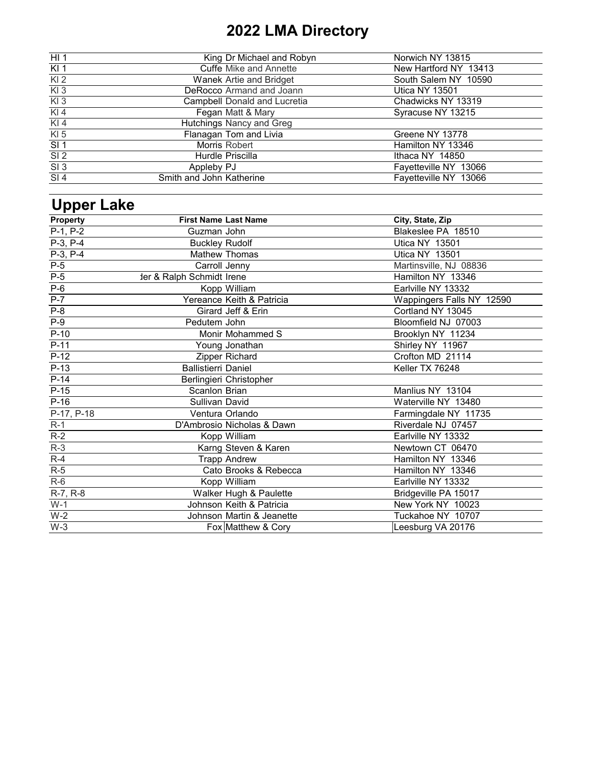# 2022 LMA Directory

| | | | |
|---|---|---|---|
| HI 1 | King | Dr Michael and Robyn | Norwich NY 13815 |
| KI 1 | Cuffe | Mike and Annette | New Hartford NY 13413 |
| KI 2 | Wanek | Artie and Bridget | South Salem NY 10590 |
| KI 3 | DeRocco | Armand and Joann | Utica NY 13501 |
| KI 3 | Campbell | Donald and Lucretia | Chadwicks NY 13319 |
| KI 4 | Fegan | Matt & Mary | Syracuse NY 13215 |
| KI 4 | Hutchings | Nancy and Greg | |
| KI 5 | Flanagan | Tom and Livia | Greene NY 13778 |
| SI 1 | Morris | Robert | Hamilton NY 13346 |
| SI 2 | Hurdle | Priscilla | Ithaca NY 14850 |
| SI 3 | Appleby | PJ | Fayetteville NY 13066 |
| SI 4 | Smith and John | Katherine | Fayetteville NY 13066 |

## Upper Lake

| Property | First Name | Last Name | City, State, Zip |
|---|---|---|---|
| P-1, P-2 | Guzman | John | Blakeslee PA 18510 |
| P-3, P-4 | Buckley | Rudolf | Utica NY 13501 |
| P-3, P-4 | Mathew | Thomas | Utica NY 13501 |
| P-5 | Carroll | Jenny | Martinsville, NJ 08836 |
| P-5 | der & Ralph Schmidt | Irene | Hamilton NY 13346 |
| P-6 | Kopp | William | Earlville NY 13332 |
| P-7 | Yereance | Keith & Patricia | Wappingers Falls NY 12590 |
| P-8 | Girard | Jeff & Erin | Cortland NY 13045 |
| P-9 | Pedutem | John | Bloomfield NJ 07003 |
| P-10 | Monir | Mohammed S | Brooklyn NY 11234 |
| P-11 | Young | Jonathan | Shirley NY 11967 |
| P-12 | Zipper | Richard | Crofton MD 21114 |
| P-13 | Ballistierri | Daniel | Keller TX 76248 |
| P-14 | Berlingieri | Christopher | |
| P-15 | Scanlon | Brian | Manlius NY 13104 |
| P-16 | Sullivan | David | Waterville NY 13480 |
| P-17, P-18 | Ventura | Orlando | Farmingdale NY 11735 |
| R-1 | D'Ambrosio | Nicholas & Dawn | Riverdale NJ 07457 |
| R-2 | Kopp | William | Earlville NY 13332 |
| R-3 | Karng | Steven & Karen | Newtown CT 06470 |
| R-4 | Trapp | Andrew | Hamilton NY 13346 |
| R-5 | Cato | Brooks & Rebecca | Hamilton NY 13346 |
| R-6 | Kopp | William | Earlville NY 13332 |
| R-7, R-8 | Walker | Hugh & Paulette | Bridgeville PA 15017 |
| W-1 | Johnson | Keith & Patricia | New York NY 10023 |
| W-2 | Johnson | Martin & Jeanette | Tuckahoe NY 10707 |
| W-3 | Fox | Matthew & Cory | Leesburg VA 20176 |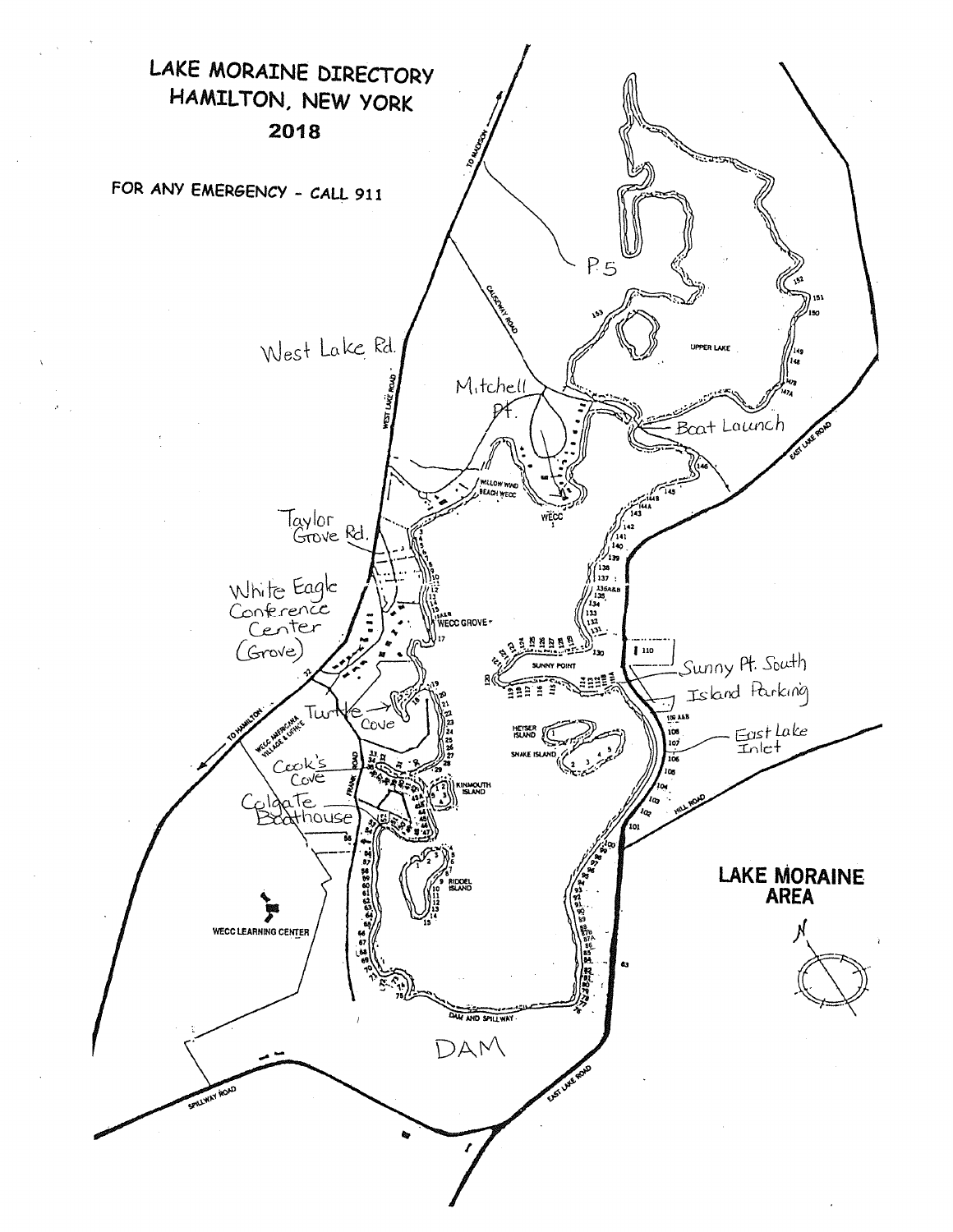# LAKE MORAINE DIRECTORY
# HAMILTON, NEW YORK
# 2018

FOR ANY EMERGENCY - CALL 911

TO MADISON

P.5

CAUSEWAY ROAD

West Lake Rd.

WEST LAKE ROAD

Mitchell Pt.

UPPER LAKE

Boat Launch

EAST LAKE ROAD

WILLOW WIND BEACH WECC

WECC

Taylor Grove Rd.

White Eagle Conference Center (Grove)

WECC GROVE

SUNNY POINT

Sunny Pt. South Island Parking

Turtle Cove

TO HAMILTON

WECC AMERICANA VILLAGE & OFFICE

HEYSER ISLAND

SNAKE ISLAND

East Lake Inlet

Cook's Cove

FRANK ROAD

KINMOUTH ISLAND

Colgate Boathouse

HILL ROAD

RIDDEL ISLAND

LAKE MORAINE AREA

N

WECC LEARNING CENTER

DAM AND SPILLWAY

DAM

SPILLWAY ROAD

EAST LAKE ROAD